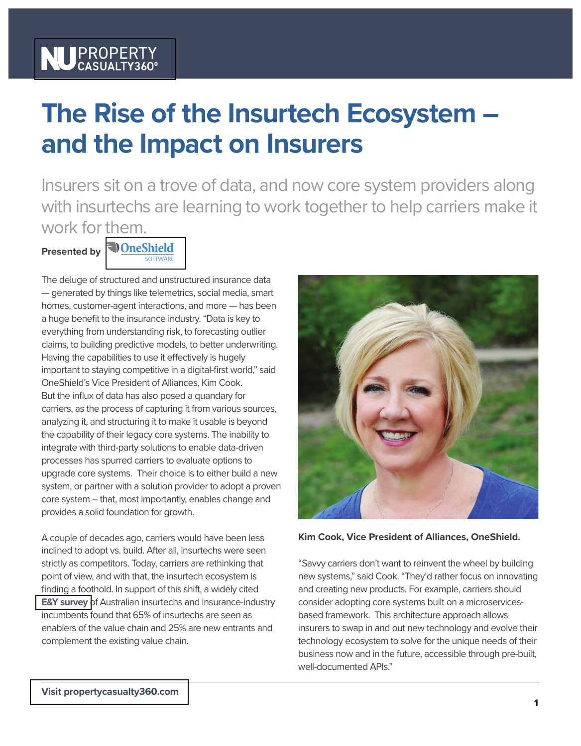# The Rise of the Insurtech Ecosystem – and the Impact on Insurers

Insurers sit on a trove of data, and now core system providers along with insurtechs are learning to work together to help carriers make it work for them.

**Presented by** OneShield SOFTWARE

The deluge of structured and unstructured insurance data — generated by things like telemetrics, social media, smart homes, customer-agent interactions, and more — has been a huge benefit to the insurance industry. "Data is key to everything from understanding risk, to forecasting outlier claims, to building predictive models, to better underwriting. Having the capabilities to use it effectively is hugely important to staying competitive in a digital-first world," said OneShield's Vice President of Alliances, Kim Cook. But the influx of data has also posed a quandary for carriers, as the process of capturing it from various sources, analyzing it, and structuring it to make it usable is beyond the capability of their legacy core systems. The inability to integrate with third-party solutions to enable data-driven processes has spurred carriers to evaluate options to upgrade core systems. Their choice is to either build a new system, or partner with a solution provider to adopt a proven core system – that, most importantly, enables change and provides a solid foundation for growth.

A couple of decades ago, carriers would have been less inclined to adopt vs. build. After all, insurtechs were seen strictly as competitors. Today, carriers are rethinking that point of view, and with that, the insurtech ecosystem is finding a foothold. In support of this shift, a widely cited **E&Y survey** of Australian insurtechs and insurance-industry incumbents found that 65% of insurtechs are seen as enablers of the value chain and 25% are new entrants and complement the existing value chain.

**Kim Cook, Vice President of Alliances, OneShield.**

"Savvy carriers don't want to reinvent the wheel by building new systems," said Cook. "They'd rather focus on innovating and creating new products. For example, carriers should consider adopting core systems built on a microservices-based framework. This architecture approach allows insurers to swap in and out new technology and evolve their technology ecosystem to solve for the unique needs of their business now and in the future, accessible through pre-built, well-documented APIs."

**Visit propertycasualty360.com**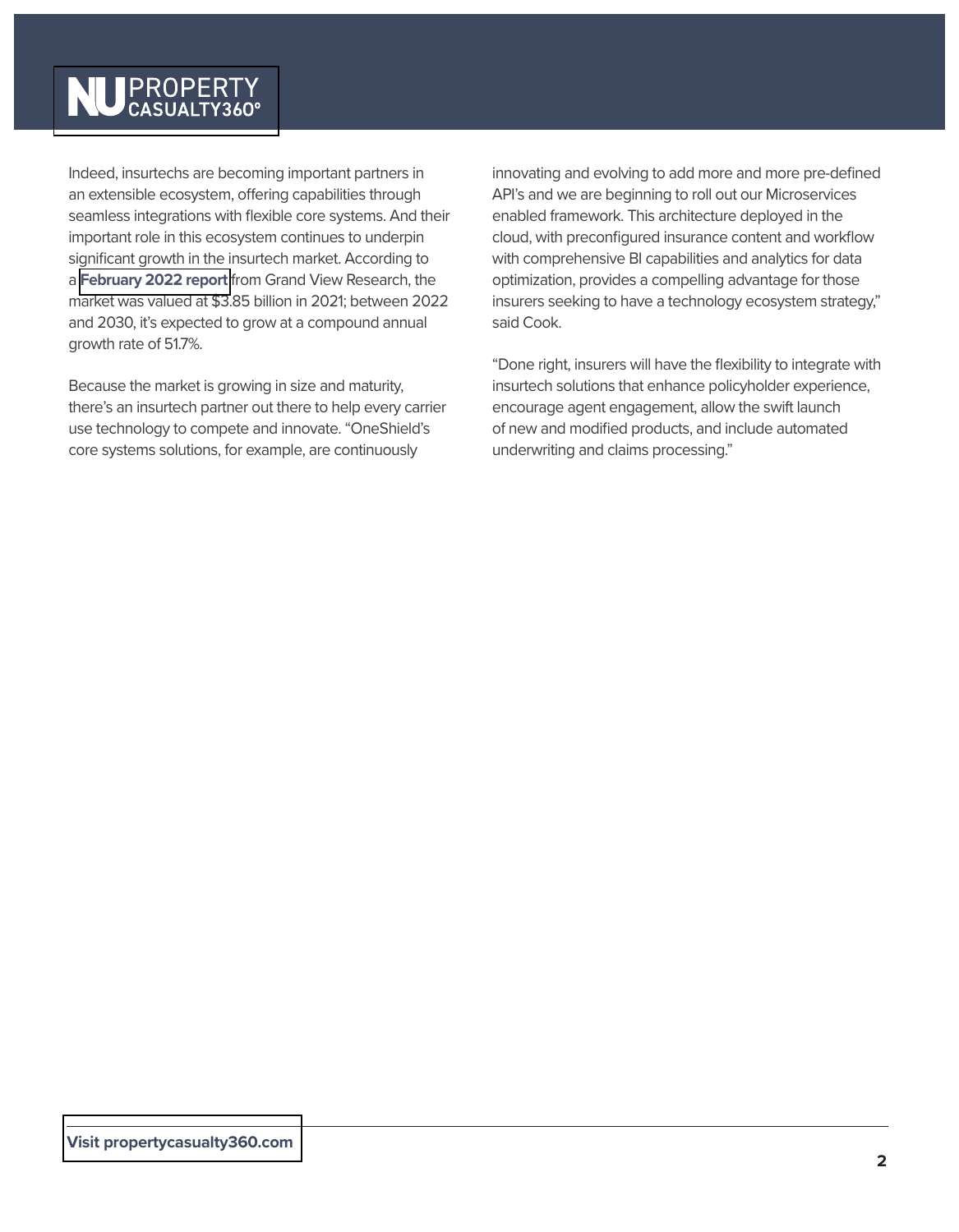Indeed, insurtechs are becoming important partners in an extensible ecosystem, offering capabilities through seamless integrations with flexible core systems. And their important role in this ecosystem continues to underpin significant growth in the insurtech market. According to a **February 2022 report** from Grand View Research, the market was valued at $3.85 billion in 2021; between 2022 and 2030, it's expected to grow at a compound annual growth rate of 51.7%.

Because the market is growing in size and maturity, there's an insurtech partner out there to help every carrier use technology to compete and innovate. "OneShield's core systems solutions, for example, are continuously innovating and evolving to add more and more pre-defined API's and we are beginning to roll out our Microservices enabled framework. This architecture deployed in the cloud, with preconfigured insurance content and workflow with comprehensive BI capabilities and analytics for data optimization, provides a compelling advantage for those insurers seeking to have a technology ecosystem strategy," said Cook.

"Done right, insurers will have the flexibility to integrate with insurtech solutions that enhance policyholder experience, encourage agent engagement, allow the swift launch of new and modified products, and include automated underwriting and claims processing."